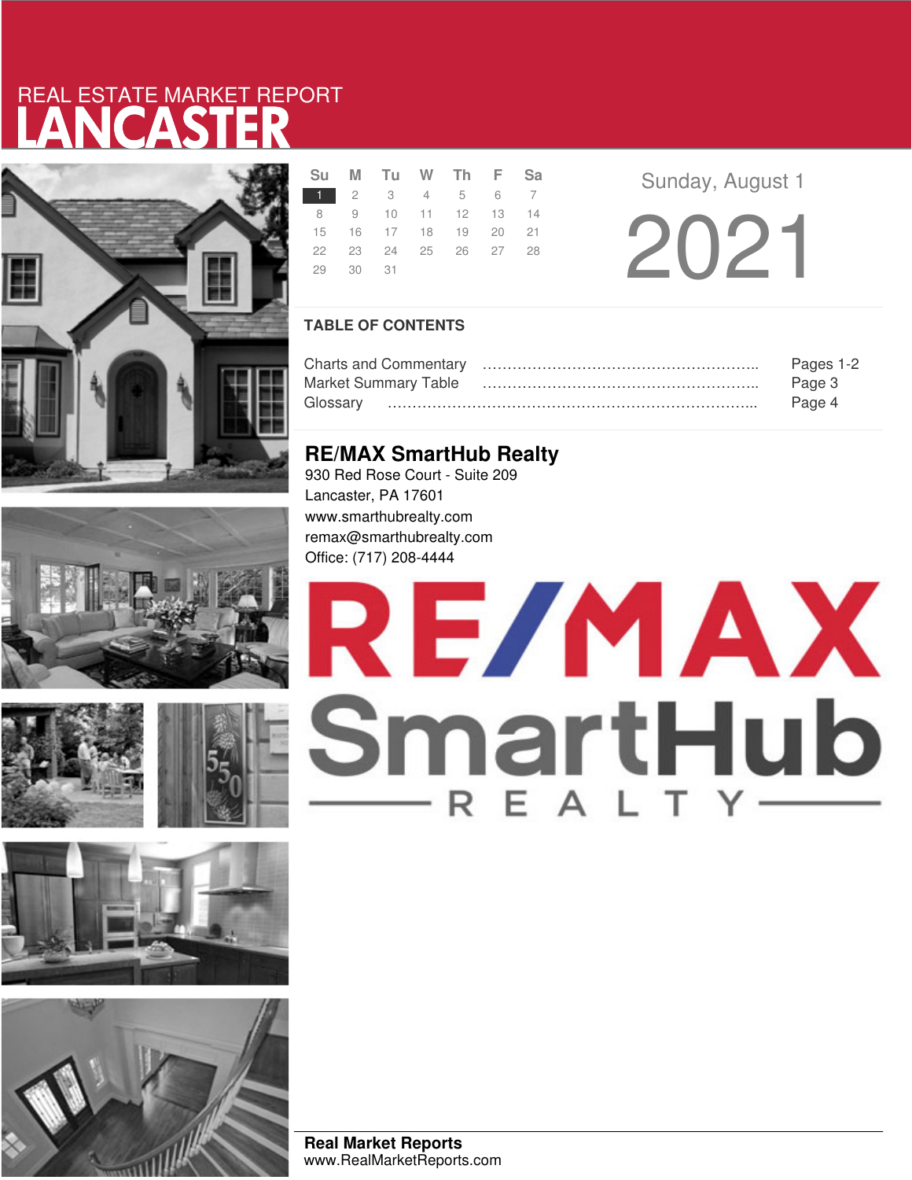# REAL ESTATE MARKET REPORT
# LANCASTER

| Su | M | Tu | W | Th | F | Sa |
|---|---|---|---|---|---|---|
| 1 | 2 | 3 | 4 | 5 | 6 | 7 |
| 8 | 9 | 10 | 11 | 12 | 13 | 14 |
| 15 | 16 | 17 | 18 | 19 | 20 | 21 |
| 22 | 23 | 24 | 25 | 26 | 27 | 28 |
| 29 | 30 | 31 | | | | |

Sunday, August 1

2021

## TABLE OF CONTENTS

Charts and Commentary ………………………………………………….. Pages 1-2
Market Summary Table ………………………………………………….. Page 3
Glossary …………………………………………………………………….. Page 4

## RE/MAX SmartHub Realty

930 Red Rose Court - Suite 209
Lancaster, PA 17601
www.smarthubrealty.com
remax@smarthubrealty.com
Office: (717) 208-4444

RE/MAX SmartHub REALTY

**Real Market Reports**
www.RealMarketReports.com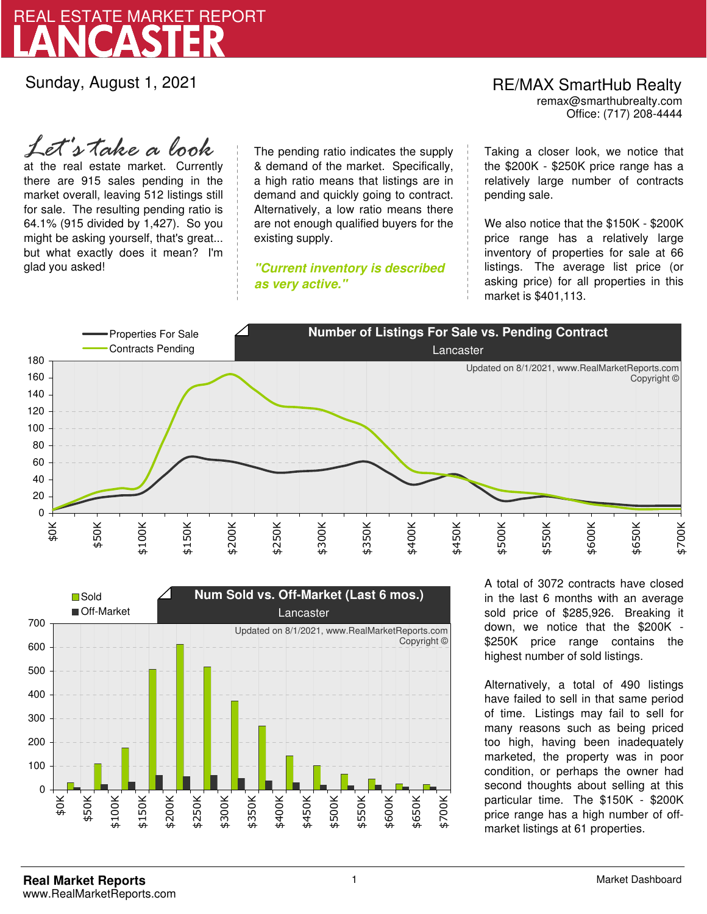# REAL ESTATE MARKET REPORT
# LANCASTER

Sunday, August 1, 2021

RE/MAX SmartHub Realty
remax@smarthubrealty.com
Office: (717) 208-4444

*Let's take a look* at the real estate market. Currently there are 915 sales pending in the market overall, leaving 512 listings still for sale. The resulting pending ratio is 64.1% (915 divided by 1,427). So you might be asking yourself, that's great... but what exactly does it mean? I'm glad you asked!

The pending ratio indicates the supply & demand of the market. Specifically, a high ratio means that listings are in demand and quickly going to contract. Alternatively, a low ratio means there are not enough qualified buyers for the existing supply.

***"Current inventory is described as very active."***

Taking a closer look, we notice that the $200K - $250K price range has a relatively large number of contracts pending sale.

We also notice that the $150K - $200K price range has a relatively large inventory of properties for sale at 66 listings. The average list price (or asking price) for all properties in this market is $401,113.

**Number of Listings For Sale vs. Pending Contract**
Lancaster

Updated on 8/1/2021, www.RealMarketReports.com
Copyright ©

**Num Sold vs. Off-Market (Last 6 mos.)**
Lancaster

Updated on 8/1/2021, www.RealMarketReports.com
Copyright ©

A total of 3072 contracts have closed in the last 6 months with an average sold price of $285,926. Breaking it down, we notice that the $200K - $250K price range contains the highest number of sold listings.

Alternatively, a total of 490 listings have failed to sell in that same period of time. Listings may fail to sell for many reasons such as being priced too high, having been inadequately marketed, the property was in poor condition, or perhaps the owner had second thoughts about selling at this particular time. The $150K - $200K price range has a high number of off-market listings at 61 properties.

**Real Market Reports**
www.RealMarketReports.com

Market Dashboard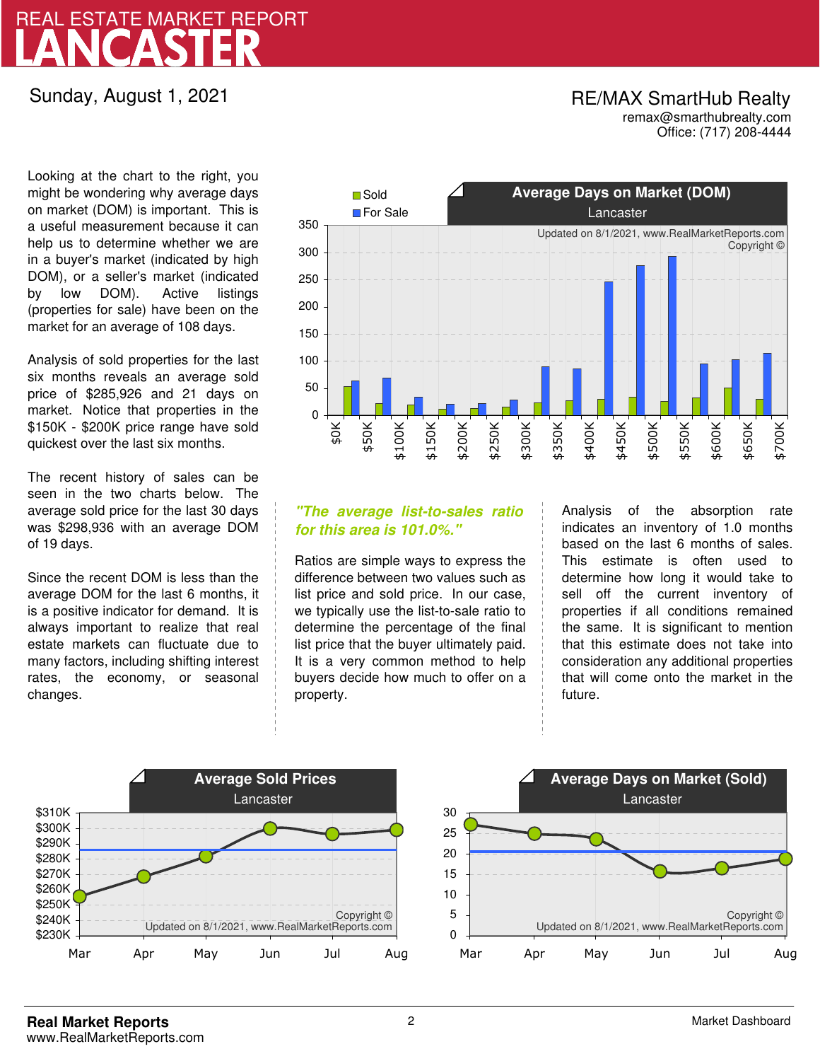# REAL ESTATE MARKET REPORT
# LANCASTER

Sunday, August 1, 2021

RE/MAX SmartHub Realty
remax@smarthubrealty.com
Office: (717) 208-4444

Looking at the chart to the right, you might be wondering why average days on market (DOM) is important. This is a useful measurement because it can help us to determine whether we are in a buyer's market (indicated by high DOM), or a seller's market (indicated by low DOM). Active listings (properties for sale) have been on the market for an average of 108 days.

Analysis of sold properties for the last six months reveals an average sold price of $285,926 and 21 days on market. Notice that properties in the $150K - $200K price range have sold quickest over the last six months.

The recent history of sales can be seen in the two charts below. The average sold price for the last 30 days was $298,936 with an average DOM of 19 days.

Since the recent DOM is less than the average DOM for the last 6 months, it is a positive indicator for demand. It is always important to realize that real estate markets can fluctuate due to many factors, including shifting interest rates, the economy, or seasonal changes.

**Average Days on Market (DOM)**
Lancaster

Sold / For Sale

Updated on 8/1/2021, www.RealMarketReports.com Copyright ©

*"The average list-to-sales ratio for this area is 101.0%."*

Ratios are simple ways to express the difference between two values such as list price and sold price. In our case, we typically use the list-to-sale ratio to determine the percentage of the final list price that the buyer ultimately paid. It is a very common method to help buyers decide how much to offer on a property.

Analysis of the absorption rate indicates an inventory of 1.0 months based on the last 6 months of sales. This estimate is often used to determine how long it would take to sell off the current inventory of properties if all conditions remained the same. It is significant to mention that this estimate does not take into consideration any additional properties that will come onto the market in the future.

**Average Sold Prices**
Lancaster

Copyright © Updated on 8/1/2021, www.RealMarketReports.com

**Average Days on Market (Sold)**
Lancaster

Copyright © Updated on 8/1/2021, www.RealMarketReports.com

**Real Market Reports**
www.RealMarketReports.com

Market Dashboard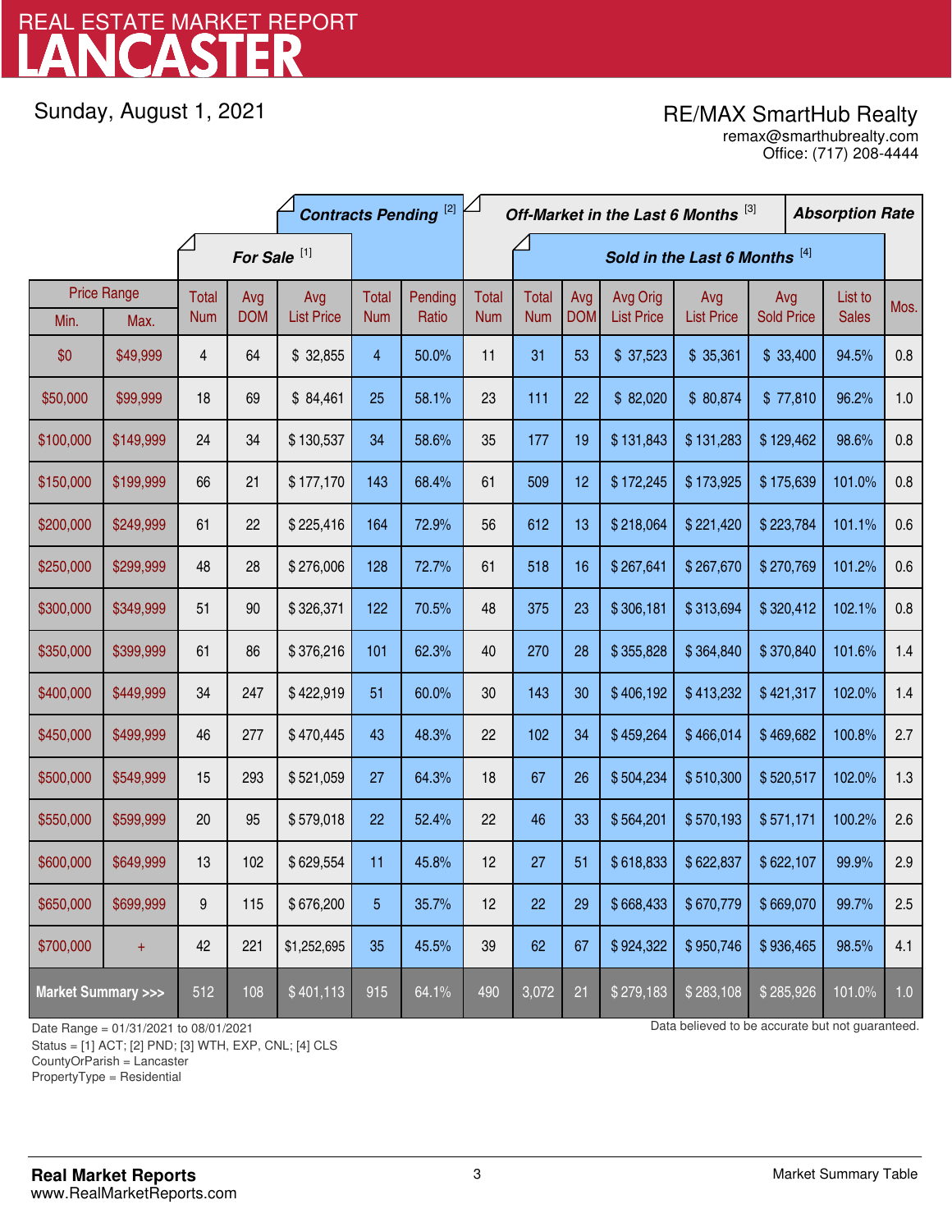# REAL ESTATE MARKET REPORT
# LANCASTER

Sunday, August 1, 2021

RE/MAX SmartHub Realty
remax@smarthubrealty.com
Office: (717) 208-4444

| Price Range | | For Sale [1] | | | Contracts Pending [2] | | Off-Market in the Last 6 Months [3] | Sold in the Last 6 Months [4] | | | | | | Absorption Rate |
|---|---|---|---|---|---|---|---|---|---|---|---|---|---|---|
| Min. | Max. | Total Num | Avg DOM | Avg List Price | Total Num | Pending Ratio | Total Num | Total Num | Avg DOM | Avg Orig List Price | Avg List Price | Avg Sold Price | List to Sales | Mos. |
| $0 | $49,999 | 4 | 64 | $ 32,855 | 4 | 50.0% | 11 | 31 | 53 | $ 37,523 | $ 35,361 | $ 33,400 | 94.5% | 0.8 |
| $50,000 | $99,999 | 18 | 69 | $ 84,461 | 25 | 58.1% | 23 | 111 | 22 | $ 82,020 | $ 80,874 | $ 77,810 | 96.2% | 1.0 |
| $100,000 | $149,999 | 24 | 34 | $ 130,537 | 34 | 58.6% | 35 | 177 | 19 | $ 131,843 | $ 131,283 | $ 129,462 | 98.6% | 0.8 |
| $150,000 | $199,999 | 66 | 21 | $ 177,170 | 143 | 68.4% | 61 | 509 | 12 | $ 172,245 | $ 173,925 | $ 175,639 | 101.0% | 0.8 |
| $200,000 | $249,999 | 61 | 22 | $ 225,416 | 164 | 72.9% | 56 | 612 | 13 | $ 218,064 | $ 221,420 | $ 223,784 | 101.1% | 0.6 |
| $250,000 | $299,999 | 48 | 28 | $ 276,006 | 128 | 72.7% | 61 | 518 | 16 | $ 267,641 | $ 267,670 | $ 270,769 | 101.2% | 0.6 |
| $300,000 | $349,999 | 51 | 90 | $ 326,371 | 122 | 70.5% | 48 | 375 | 23 | $ 306,181 | $ 313,694 | $ 320,412 | 102.1% | 0.8 |
| $350,000 | $399,999 | 61 | 86 | $ 376,216 | 101 | 62.3% | 40 | 270 | 28 | $ 355,828 | $ 364,840 | $ 370,840 | 101.6% | 1.4 |
| $400,000 | $449,999 | 34 | 247 | $ 422,919 | 51 | 60.0% | 30 | 143 | 30 | $ 406,192 | $ 413,232 | $ 421,317 | 102.0% | 1.4 |
| $450,000 | $499,999 | 46 | 277 | $ 470,445 | 43 | 48.3% | 22 | 102 | 34 | $ 459,264 | $ 466,014 | $ 469,682 | 100.8% | 2.7 |
| $500,000 | $549,999 | 15 | 293 | $ 521,059 | 27 | 64.3% | 18 | 67 | 26 | $ 504,234 | $ 510,300 | $ 520,517 | 102.0% | 1.3 |
| $550,000 | $599,999 | 20 | 95 | $ 579,018 | 22 | 52.4% | 22 | 46 | 33 | $ 564,201 | $ 570,193 | $ 571,171 | 100.2% | 2.6 |
| $600,000 | $649,999 | 13 | 102 | $ 629,554 | 11 | 45.8% | 12 | 27 | 51 | $ 618,833 | $ 622,837 | $ 622,107 | 99.9% | 2.9 |
| $650,000 | $699,999 | 9 | 115 | $ 676,200 | 5 | 35.7% | 12 | 22 | 29 | $ 668,433 | $ 670,779 | $ 669,070 | 99.7% | 2.5 |
| $700,000 | + | 42 | 221 | $1,252,695 | 35 | 45.5% | 39 | 62 | 67 | $ 924,322 | $ 950,746 | $ 936,465 | 98.5% | 4.1 |
| **Market Summary >>>** | | 512 | 108 | $ 401,113 | 915 | 64.1% | 490 | 3,072 | 21 | $ 279,183 | $ 283,108 | $ 285,926 | 101.0% | 1.0 |

Date Range = 01/31/2021 to 08/01/2021
Status = [1] ACT; [2] PND; [3] WTH, EXP, CNL; [4] CLS
CountyOrParish = Lancaster
PropertyType = Residential

Data believed to be accurate but not guaranteed.

**Real Market Reports**
www.RealMarketReports.com

Market Summary Table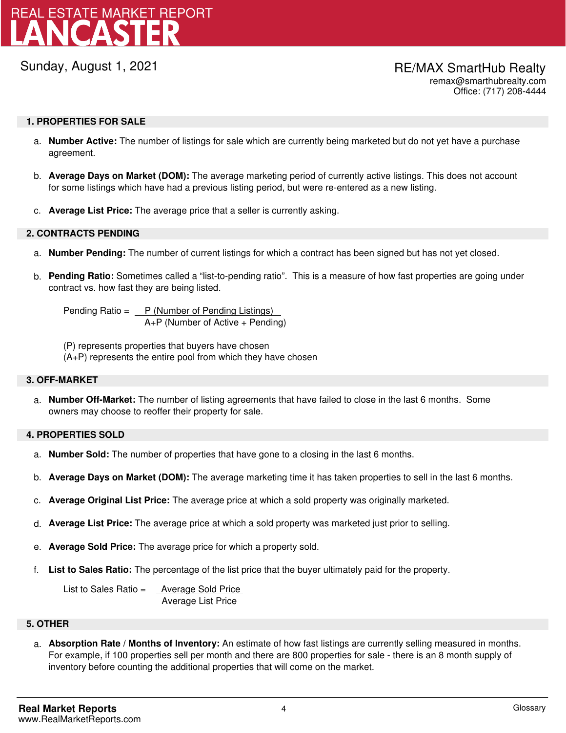# REAL ESTATE MARKET REPORT
# LANCASTER

Sunday, August 1, 2021

RE/MAX SmartHub Realty
remax@smarthubrealty.com
Office: (717) 208-4444

## 1. PROPERTIES FOR SALE

a. **Number Active:** The number of listings for sale which are currently being marketed but do not yet have a purchase agreement.

b. **Average Days on Market (DOM):** The average marketing period of currently active listings. This does not account for some listings which have had a previous listing period, but were re-entered as a new listing.

c. **Average List Price:** The average price that a seller is currently asking.

## 2. CONTRACTS PENDING

a. **Number Pending:** The number of current listings for which a contract has been signed but has not yet closed.

b. **Pending Ratio:** Sometimes called a "list-to-pending ratio". This is a measure of how fast properties are going under contract vs. how fast they are being listed.

$$\text{Pending Ratio} = \frac{\text{P (Number of Pending Listings)}}{\text{A+P (Number of Active + Pending)}}$$

(P) represents properties that buyers have chosen
(A+P) represents the entire pool from which they have chosen

## 3. OFF-MARKET

a. **Number Off-Market:** The number of listing agreements that have failed to close in the last 6 months. Some owners may choose to reoffer their property for sale.

## 4. PROPERTIES SOLD

a. **Number Sold:** The number of properties that have gone to a closing in the last 6 months.

b. **Average Days on Market (DOM):** The average marketing time it has taken properties to sell in the last 6 months.

c. **Average Original List Price:** The average price at which a sold property was originally marketed.

d. **Average List Price:** The average price at which a sold property was marketed just prior to selling.

e. **Average Sold Price:** The average price for which a property sold.

f. **List to Sales Ratio:** The percentage of the list price that the buyer ultimately paid for the property.

$$\text{List to Sales Ratio} = \frac{\text{Average Sold Price}}{\text{Average List Price}}$$

## 5. OTHER

a. **Absorption Rate / Months of Inventory:** An estimate of how fast listings are currently selling measured in months. For example, if 100 properties sell per month and there are 800 properties for sale - there is an 8 month supply of inventory before counting the additional properties that will come on the market.